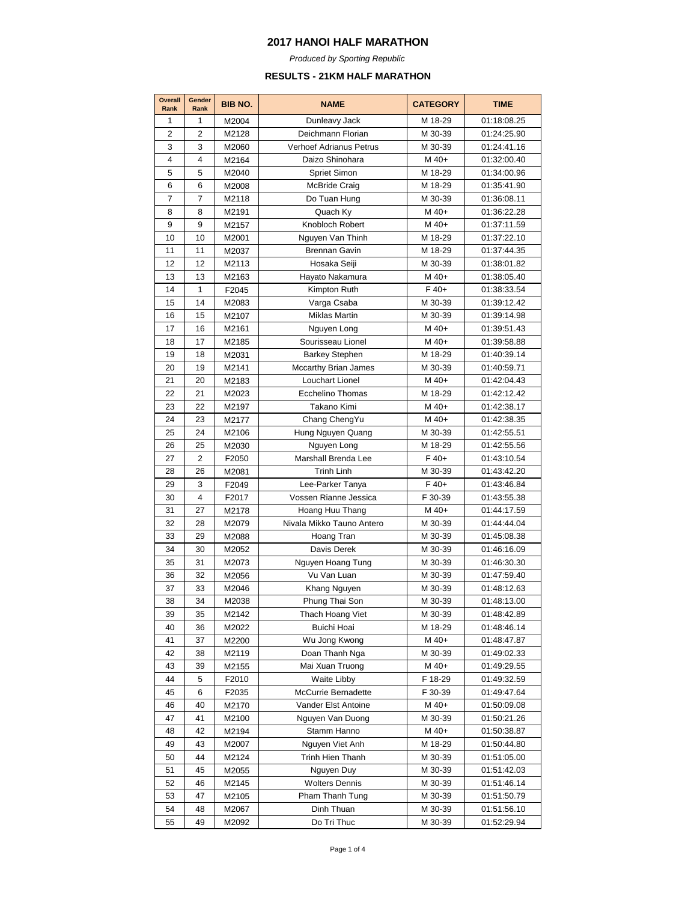# 2017 HANOI HALF MARATHON

*Produced by Sporting Republic*

### RESULTS - 21KM HALF MARATHON

| Overall Rank | Gender Rank | BIB NO. | NAME | CATEGORY | TIME |
|---|---|---|---|---|---|
| 1 | 1 | M2004 | Dunleavy Jack | M 18-29 | 01:18:08.25 |
| 2 | 2 | M2128 | Deichmann Florian | M 30-39 | 01:24:25.90 |
| 3 | 3 | M2060 | Verhoef Adrianus Petrus | M 30-39 | 01:24:41.16 |
| 4 | 4 | M2164 | Daizo Shinohara | M 40+ | 01:32:00.40 |
| 5 | 5 | M2040 | Spriet Simon | M 18-29 | 01:34:00.96 |
| 6 | 6 | M2008 | McBride Craig | M 18-29 | 01:35:41.90 |
| 7 | 7 | M2118 | Do Tuan Hung | M 30-39 | 01:36:08.11 |
| 8 | 8 | M2191 | Quach Ky | M 40+ | 01:36:22.28 |
| 9 | 9 | M2157 | Knobloch Robert | M 40+ | 01:37:11.59 |
| 10 | 10 | M2001 | Nguyen Van Thinh | M 18-29 | 01:37:22.10 |
| 11 | 11 | M2037 | Brennan Gavin | M 18-29 | 01:37:44.35 |
| 12 | 12 | M2113 | Hosaka Seiji | M 30-39 | 01:38:01.82 |
| 13 | 13 | M2163 | Hayato Nakamura | M 40+ | 01:38:05.40 |
| 14 | 1 | F2045 | Kimpton Ruth | F 40+ | 01:38:33.54 |
| 15 | 14 | M2083 | Varga Csaba | M 30-39 | 01:39:12.42 |
| 16 | 15 | M2107 | Miklas Martin | M 30-39 | 01:39:14.98 |
| 17 | 16 | M2161 | Nguyen Long | M 40+ | 01:39:51.43 |
| 18 | 17 | M2185 | Sourisseau Lionel | M 40+ | 01:39:58.88 |
| 19 | 18 | M2031 | Barkey Stephen | M 18-29 | 01:40:39.14 |
| 20 | 19 | M2141 | Mccarthy Brian James | M 30-39 | 01:40:59.71 |
| 21 | 20 | M2183 | Louchart Lionel | M 40+ | 01:42:04.43 |
| 22 | 21 | M2023 | Ecchelino Thomas | M 18-29 | 01:42:12.42 |
| 23 | 22 | M2197 | Takano Kimi | M 40+ | 01:42:38.17 |
| 24 | 23 | M2177 | Chang ChengYu | M 40+ | 01:42:38.35 |
| 25 | 24 | M2106 | Hung Nguyen Quang | M 30-39 | 01:42:55.51 |
| 26 | 25 | M2030 | Nguyen Long | M 18-29 | 01:42:55.56 |
| 27 | 2 | F2050 | Marshall Brenda Lee | F 40+ | 01:43:10.54 |
| 28 | 26 | M2081 | Trinh Linh | M 30-39 | 01:43:42.20 |
| 29 | 3 | F2049 | Lee-Parker Tanya | F 40+ | 01:43:46.84 |
| 30 | 4 | F2017 | Vossen Rianne Jessica | F 30-39 | 01:43:55.38 |
| 31 | 27 | M2178 | Hoang Huu Thang | M 40+ | 01:44:17.59 |
| 32 | 28 | M2079 | Nivala Mikko Tauno Antero | M 30-39 | 01:44:44.04 |
| 33 | 29 | M2088 | Hoang Tran | M 30-39 | 01:45:08.38 |
| 34 | 30 | M2052 | Davis Derek | M 30-39 | 01:46:16.09 |
| 35 | 31 | M2073 | Nguyen Hoang Tung | M 30-39 | 01:46:30.30 |
| 36 | 32 | M2056 | Vu Van Luan | M 30-39 | 01:47:59.40 |
| 37 | 33 | M2046 | Khang Nguyen | M 30-39 | 01:48:12.63 |
| 38 | 34 | M2038 | Phung Thai Son | M 30-39 | 01:48:13.00 |
| 39 | 35 | M2142 | Thach Hoang Viet | M 30-39 | 01:48:42.89 |
| 40 | 36 | M2022 | Buichi Hoai | M 18-29 | 01:48:46.14 |
| 41 | 37 | M2200 | Wu Jong Kwong | M 40+ | 01:48:47.87 |
| 42 | 38 | M2119 | Doan Thanh Nga | M 30-39 | 01:49:02.33 |
| 43 | 39 | M2155 | Mai Xuan Truong | M 40+ | 01:49:29.55 |
| 44 | 5 | F2010 | Waite Libby | F 18-29 | 01:49:32.59 |
| 45 | 6 | F2035 | McCurrie Bernadette | F 30-39 | 01:49:47.64 |
| 46 | 40 | M2170 | Vander Elst Antoine | M 40+ | 01:50:09.08 |
| 47 | 41 | M2100 | Nguyen Van Duong | M 30-39 | 01:50:21.26 |
| 48 | 42 | M2194 | Stamm Hanno | M 40+ | 01:50:38.87 |
| 49 | 43 | M2007 | Nguyen Viet Anh | M 18-29 | 01:50:44.80 |
| 50 | 44 | M2124 | Trinh Hien Thanh | M 30-39 | 01:51:05.00 |
| 51 | 45 | M2055 | Nguyen Duy | M 30-39 | 01:51:42.03 |
| 52 | 46 | M2145 | Wolters Dennis | M 30-39 | 01:51:46.14 |
| 53 | 47 | M2105 | Pham Thanh Tung | M 30-39 | 01:51:50.79 |
| 54 | 48 | M2067 | Dinh Thuan | M 30-39 | 01:51:56.10 |
| 55 | 49 | M2092 | Do Tri Thuc | M 30-39 | 01:52:29.94 |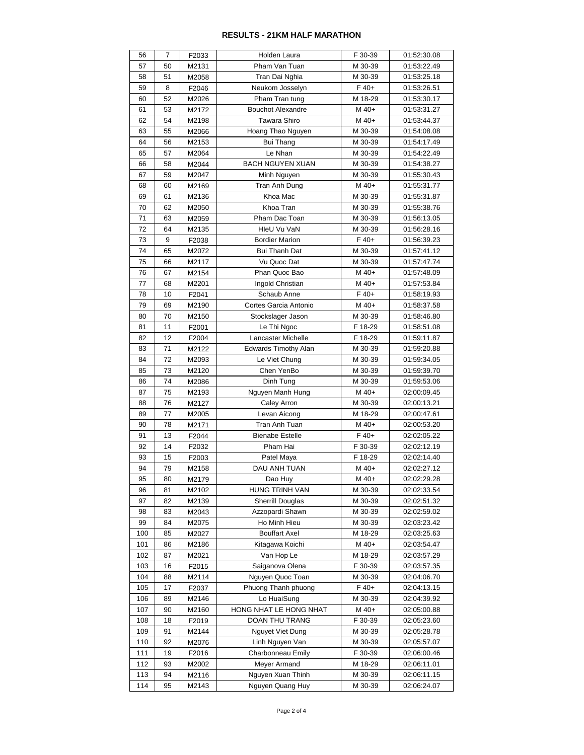# RESULTS - 21KM HALF MARATHON

| | | | | | |
|---|---|---|---|---|---|
| 56 | 7 | F2033 | Holden Laura | F 30-39 | 01:52:30.08 |
| 57 | 50 | M2131 | Pham Van Tuan | M 30-39 | 01:53:22.49 |
| 58 | 51 | M2058 | Tran Dai Nghia | M 30-39 | 01:53:25.18 |
| 59 | 8 | F2046 | Neukom Josselyn | F 40+ | 01:53:26.51 |
| 60 | 52 | M2026 | Pham Tran tung | M 18-29 | 01:53:30.17 |
| 61 | 53 | M2172 | Bouchot Alexandre | M 40+ | 01:53:31.27 |
| 62 | 54 | M2198 | Tawara Shiro | M 40+ | 01:53:44.37 |
| 63 | 55 | M2066 | Hoang Thao Nguyen | M 30-39 | 01:54:08.08 |
| 64 | 56 | M2153 | Bui Thang | M 30-39 | 01:54:17.49 |
| 65 | 57 | M2064 | Le Nhan | M 30-39 | 01:54:22.49 |
| 66 | 58 | M2044 | BACH NGUYEN XUAN | M 30-39 | 01:54:38.27 |
| 67 | 59 | M2047 | Minh Nguyen | M 30-39 | 01:55:30.43 |
| 68 | 60 | M2169 | Tran Anh Dung | M 40+ | 01:55:31.77 |
| 69 | 61 | M2136 | Khoa Mac | M 30-39 | 01:55:31.87 |
| 70 | 62 | M2050 | Khoa Tran | M 30-39 | 01:55:38.76 |
| 71 | 63 | M2059 | Pham Dac Toan | M 30-39 | 01:56:13.05 |
| 72 | 64 | M2135 | HIeU Vu VaN | M 30-39 | 01:56:28.16 |
| 73 | 9 | F2038 | Bordier Marion | F 40+ | 01:56:39.23 |
| 74 | 65 | M2072 | Bui Thanh Dat | M 30-39 | 01:57:41.12 |
| 75 | 66 | M2117 | Vu Quoc Dat | M 30-39 | 01:57:47.74 |
| 76 | 67 | M2154 | Phan Quoc Bao | M 40+ | 01:57:48.09 |
| 77 | 68 | M2201 | Ingold Christian | M 40+ | 01:57:53.84 |
| 78 | 10 | F2041 | Schaub Anne | F 40+ | 01:58:19.93 |
| 79 | 69 | M2190 | Cortes Garcia Antonio | M 40+ | 01:58:37.58 |
| 80 | 70 | M2150 | Stockslager Jason | M 30-39 | 01:58:46.80 |
| 81 | 11 | F2001 | Le Thi Ngoc | F 18-29 | 01:58:51.08 |
| 82 | 12 | F2004 | Lancaster Michelle | F 18-29 | 01:59:11.87 |
| 83 | 71 | M2122 | Edwards Timothy Alan | M 30-39 | 01:59:20.88 |
| 84 | 72 | M2093 | Le Viet Chung | M 30-39 | 01:59:34.05 |
| 85 | 73 | M2120 | Chen YenBo | M 30-39 | 01:59:39.70 |
| 86 | 74 | M2086 | Dinh Tung | M 30-39 | 01:59:53.06 |
| 87 | 75 | M2193 | Nguyen Manh Hung | M 40+ | 02:00:09.45 |
| 88 | 76 | M2127 | Caley Arron | M 30-39 | 02:00:13.21 |
| 89 | 77 | M2005 | Levan Aicong | M 18-29 | 02:00:47.61 |
| 90 | 78 | M2171 | Tran Anh Tuan | M 40+ | 02:00:53.20 |
| 91 | 13 | F2044 | Bienabe Estelle | F 40+ | 02:02:05.22 |
| 92 | 14 | F2032 | Pham Hai | F 30-39 | 02:02:12.19 |
| 93 | 15 | F2003 | Patel Maya | F 18-29 | 02:02:14.40 |
| 94 | 79 | M2158 | DAU ANH TUAN | M 40+ | 02:02:27.12 |
| 95 | 80 | M2179 | Dao Huy | M 40+ | 02:02:29.28 |
| 96 | 81 | M2102 | HUNG TRINH VAN | M 30-39 | 02:02:33.54 |
| 97 | 82 | M2139 | Sherrill Douglas | M 30-39 | 02:02:51.32 |
| 98 | 83 | M2043 | Azzopardi Shawn | M 30-39 | 02:02:59.02 |
| 99 | 84 | M2075 | Ho Minh Hieu | M 30-39 | 02:03:23.42 |
| 100 | 85 | M2027 | Bouffart Axel | M 18-29 | 02:03:25.63 |
| 101 | 86 | M2186 | Kitagawa Koichi | M 40+ | 02:03:54.47 |
| 102 | 87 | M2021 | Van Hop Le | M 18-29 | 02:03:57.29 |
| 103 | 16 | F2015 | Saiganova Olena | F 30-39 | 02:03:57.35 |
| 104 | 88 | M2114 | Nguyen Quoc Toan | M 30-39 | 02:04:06.70 |
| 105 | 17 | F2037 | Phuong Thanh phuong | F 40+ | 02:04:13.15 |
| 106 | 89 | M2146 | Lo HuaiSung | M 30-39 | 02:04:39.92 |
| 107 | 90 | M2160 | HONG NHAT LE HONG NHAT | M 40+ | 02:05:00.88 |
| 108 | 18 | F2019 | DOAN THU TRANG | F 30-39 | 02:05:23.60 |
| 109 | 91 | M2144 | Nguyet Viet Dung | M 30-39 | 02:05:28.78 |
| 110 | 92 | M2076 | Linh Nguyen Van | M 30-39 | 02:05:57.07 |
| 111 | 19 | F2016 | Charbonneau Emily | F 30-39 | 02:06:00.46 |
| 112 | 93 | M2002 | Meyer Armand | M 18-29 | 02:06:11.01 |
| 113 | 94 | M2116 | Nguyen Xuan Thinh | M 30-39 | 02:06:11.15 |
| 114 | 95 | M2143 | Nguyen Quang Huy | M 30-39 | 02:06:24.07 |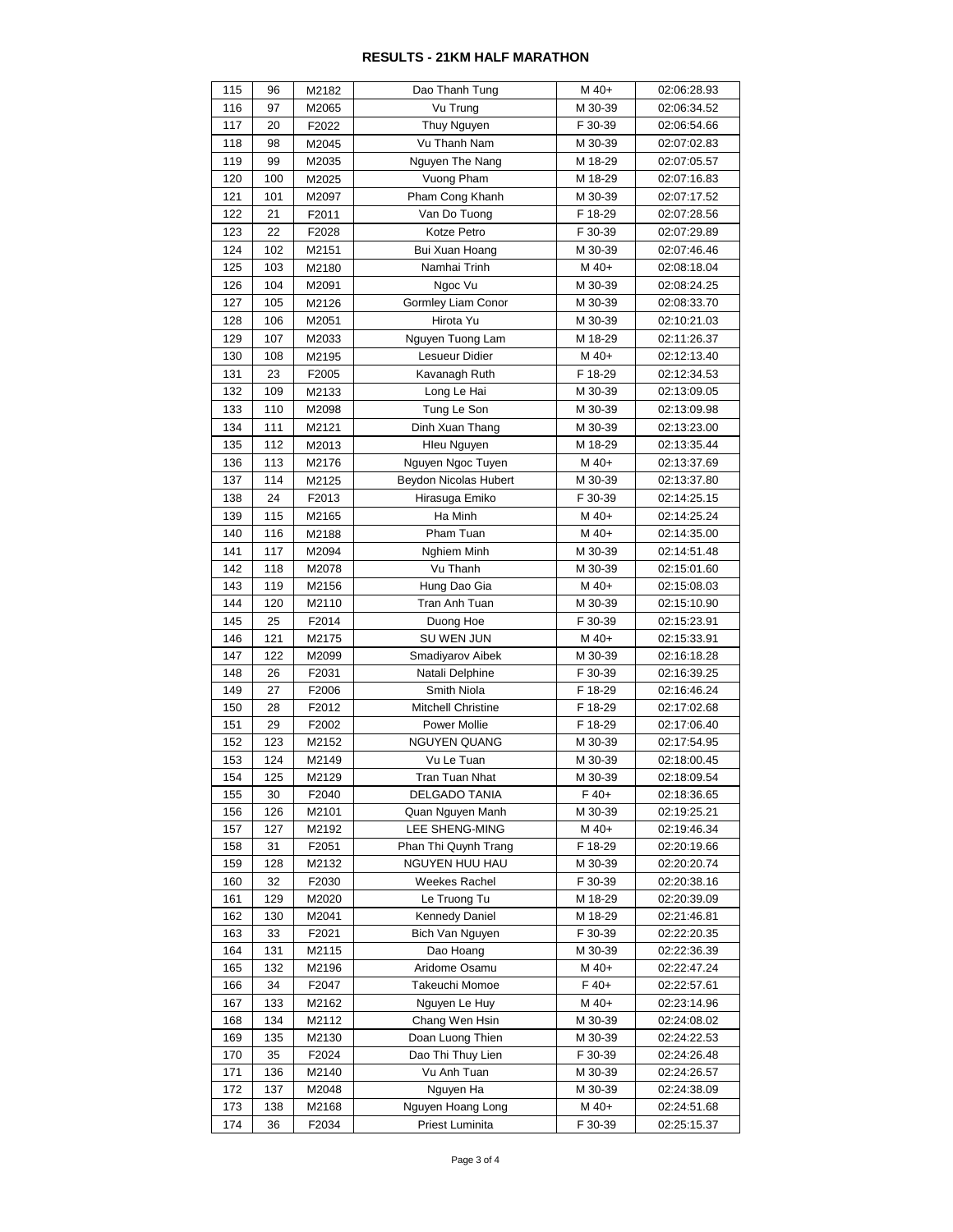# RESULTS - 21KM HALF MARATHON

| | | | | | |
|---|---|---|---|---|---|
| 115 | 96 | M2182 | Dao Thanh Tung | M 40+ | 02:06:28.93 |
| 116 | 97 | M2065 | Vu Trung | M 30-39 | 02:06:34.52 |
| 117 | 20 | F2022 | Thuy Nguyen | F 30-39 | 02:06:54.66 |
| 118 | 98 | M2045 | Vu Thanh Nam | M 30-39 | 02:07:02.83 |
| 119 | 99 | M2035 | Nguyen The Nang | M 18-29 | 02:07:05.57 |
| 120 | 100 | M2025 | Vuong Pham | M 18-29 | 02:07:16.83 |
| 121 | 101 | M2097 | Pham Cong Khanh | M 30-39 | 02:07:17.52 |
| 122 | 21 | F2011 | Van Do Tuong | F 18-29 | 02:07:28.56 |
| 123 | 22 | F2028 | Kotze Petro | F 30-39 | 02:07:29.89 |
| 124 | 102 | M2151 | Bui Xuan Hoang | M 30-39 | 02:07:46.46 |
| 125 | 103 | M2180 | Namhai Trinh | M 40+ | 02:08:18.04 |
| 126 | 104 | M2091 | Ngoc Vu | M 30-39 | 02:08:24.25 |
| 127 | 105 | M2126 | Gormley Liam Conor | M 30-39 | 02:08:33.70 |
| 128 | 106 | M2051 | Hirota Yu | M 30-39 | 02:10:21.03 |
| 129 | 107 | M2033 | Nguyen Tuong Lam | M 18-29 | 02:11:26.37 |
| 130 | 108 | M2195 | Lesueur Didier | M 40+ | 02:12:13.40 |
| 131 | 23 | F2005 | Kavanagh Ruth | F 18-29 | 02:12:34.53 |
| 132 | 109 | M2133 | Long Le Hai | M 30-39 | 02:13:09.05 |
| 133 | 110 | M2098 | Tung Le Son | M 30-39 | 02:13:09.98 |
| 134 | 111 | M2121 | Dinh Xuan Thang | M 30-39 | 02:13:23.00 |
| 135 | 112 | M2013 | Hleu Nguyen | M 18-29 | 02:13:35.44 |
| 136 | 113 | M2176 | Nguyen Ngoc Tuyen | M 40+ | 02:13:37.69 |
| 137 | 114 | M2125 | Beydon Nicolas Hubert | M 30-39 | 02:13:37.80 |
| 138 | 24 | F2013 | Hirasuga Emiko | F 30-39 | 02:14:25.15 |
| 139 | 115 | M2165 | Ha Minh | M 40+ | 02:14:25.24 |
| 140 | 116 | M2188 | Pham Tuan | M 40+ | 02:14:35.00 |
| 141 | 117 | M2094 | Nghiem Minh | M 30-39 | 02:14:51.48 |
| 142 | 118 | M2078 | Vu Thanh | M 30-39 | 02:15:01.60 |
| 143 | 119 | M2156 | Hung Dao Gia | M 40+ | 02:15:08.03 |
| 144 | 120 | M2110 | Tran Anh Tuan | M 30-39 | 02:15:10.90 |
| 145 | 25 | F2014 | Duong Hoe | F 30-39 | 02:15:23.91 |
| 146 | 121 | M2175 | SU WEN JUN | M 40+ | 02:15:33.91 |
| 147 | 122 | M2099 | Smadiyarov Aibek | M 30-39 | 02:16:18.28 |
| 148 | 26 | F2031 | Natali Delphine | F 30-39 | 02:16:39.25 |
| 149 | 27 | F2006 | Smith Niola | F 18-29 | 02:16:46.24 |
| 150 | 28 | F2012 | Mitchell Christine | F 18-29 | 02:17:02.68 |
| 151 | 29 | F2002 | Power Mollie | F 18-29 | 02:17:06.40 |
| 152 | 123 | M2152 | NGUYEN QUANG | M 30-39 | 02:17:54.95 |
| 153 | 124 | M2149 | Vu Le Tuan | M 30-39 | 02:18:00.45 |
| 154 | 125 | M2129 | Tran Tuan Nhat | M 30-39 | 02:18:09.54 |
| 155 | 30 | F2040 | DELGADO TANIA | F 40+ | 02:18:36.65 |
| 156 | 126 | M2101 | Quan Nguyen Manh | M 30-39 | 02:19:25.21 |
| 157 | 127 | M2192 | LEE SHENG-MING | M 40+ | 02:19:46.34 |
| 158 | 31 | F2051 | Phan Thi Quynh Trang | F 18-29 | 02:20:19.66 |
| 159 | 128 | M2132 | NGUYEN HUU HAU | M 30-39 | 02:20:20.74 |
| 160 | 32 | F2030 | Weekes Rachel | F 30-39 | 02:20:38.16 |
| 161 | 129 | M2020 | Le Truong Tu | M 18-29 | 02:20:39.09 |
| 162 | 130 | M2041 | Kennedy Daniel | M 18-29 | 02:21:46.81 |
| 163 | 33 | F2021 | Bich Van Nguyen | F 30-39 | 02:22:20.35 |
| 164 | 131 | M2115 | Dao Hoang | M 30-39 | 02:22:36.39 |
| 165 | 132 | M2196 | Aridome Osamu | M 40+ | 02:22:47.24 |
| 166 | 34 | F2047 | Takeuchi Momoe | F 40+ | 02:22:57.61 |
| 167 | 133 | M2162 | Nguyen Le Huy | M 40+ | 02:23:14.96 |
| 168 | 134 | M2112 | Chang Wen Hsin | M 30-39 | 02:24:08.02 |
| 169 | 135 | M2130 | Doan Luong Thien | M 30-39 | 02:24:22.53 |
| 170 | 35 | F2024 | Dao Thi Thuy Lien | F 30-39 | 02:24:26.48 |
| 171 | 136 | M2140 | Vu Anh Tuan | M 30-39 | 02:24:26.57 |
| 172 | 137 | M2048 | Nguyen Ha | M 30-39 | 02:24:38.09 |
| 173 | 138 | M2168 | Nguyen Hoang Long | M 40+ | 02:24:51.68 |
| 174 | 36 | F2034 | Priest Luminita | F 30-39 | 02:25:15.37 |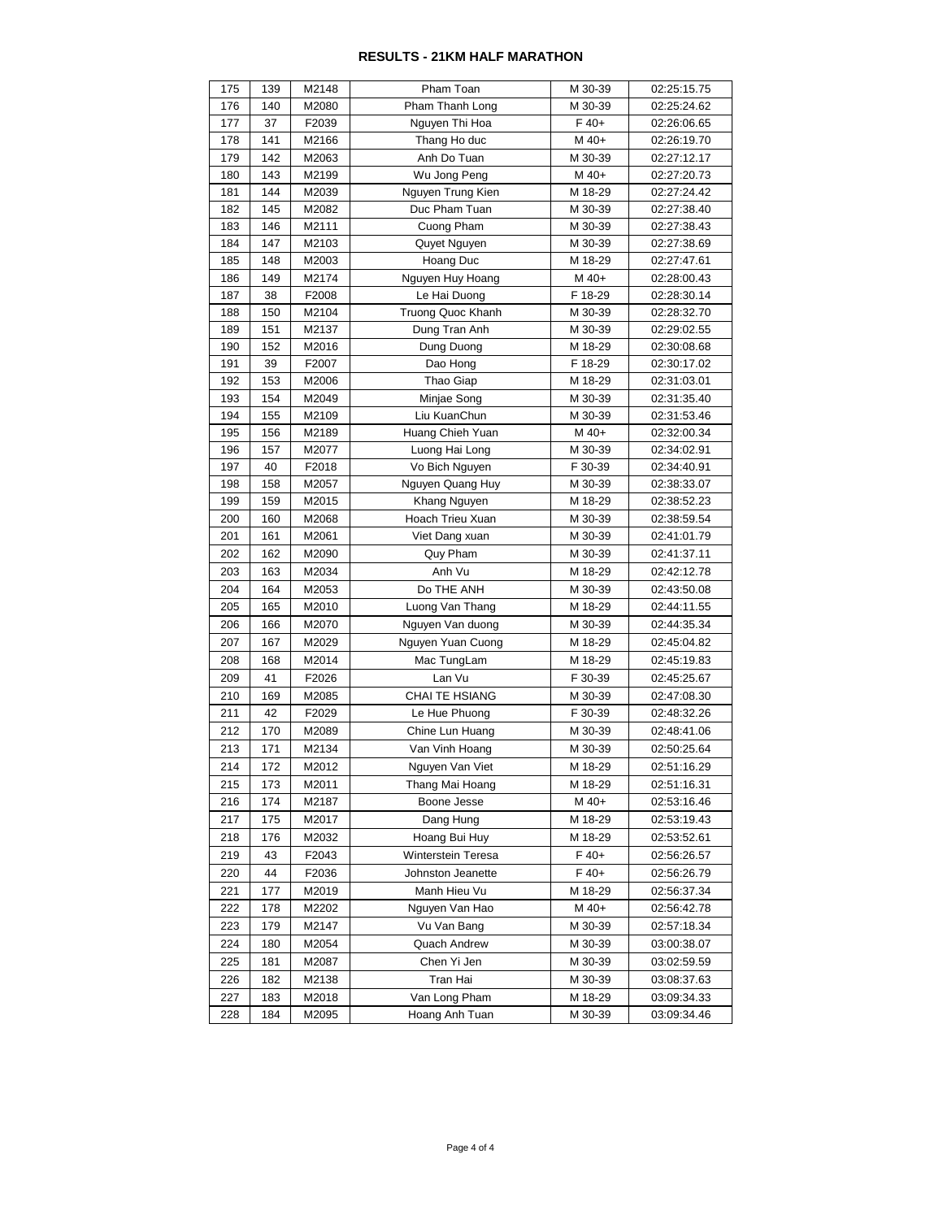# RESULTS - 21KM HALF MARATHON

| | | | | | |
|---|---|---|---|---|---|
| 175 | 139 | M2148 | Pham Toan | M 30-39 | 02:25:15.75 |
| 176 | 140 | M2080 | Pham Thanh Long | M 30-39 | 02:25:24.62 |
| 177 | 37 | F2039 | Nguyen Thi Hoa | F 40+ | 02:26:06.65 |
| 178 | 141 | M2166 | Thang Ho duc | M 40+ | 02:26:19.70 |
| 179 | 142 | M2063 | Anh Do Tuan | M 30-39 | 02:27:12.17 |
| 180 | 143 | M2199 | Wu Jong Peng | M 40+ | 02:27:20.73 |
| 181 | 144 | M2039 | Nguyen Trung Kien | M 18-29 | 02:27:24.42 |
| 182 | 145 | M2082 | Duc Pham Tuan | M 30-39 | 02:27:38.40 |
| 183 | 146 | M2111 | Cuong Pham | M 30-39 | 02:27:38.43 |
| 184 | 147 | M2103 | Quyet Nguyen | M 30-39 | 02:27:38.69 |
| 185 | 148 | M2003 | Hoang Duc | M 18-29 | 02:27:47.61 |
| 186 | 149 | M2174 | Nguyen Huy Hoang | M 40+ | 02:28:00.43 |
| 187 | 38 | F2008 | Le Hai Duong | F 18-29 | 02:28:30.14 |
| 188 | 150 | M2104 | Truong Quoc Khanh | M 30-39 | 02:28:32.70 |
| 189 | 151 | M2137 | Dung Tran Anh | M 30-39 | 02:29:02.55 |
| 190 | 152 | M2016 | Dung Duong | M 18-29 | 02:30:08.68 |
| 191 | 39 | F2007 | Dao Hong | F 18-29 | 02:30:17.02 |
| 192 | 153 | M2006 | Thao Giap | M 18-29 | 02:31:03.01 |
| 193 | 154 | M2049 | Minjae Song | M 30-39 | 02:31:35.40 |
| 194 | 155 | M2109 | Liu KuanChun | M 30-39 | 02:31:53.46 |
| 195 | 156 | M2189 | Huang Chieh Yuan | M 40+ | 02:32:00.34 |
| 196 | 157 | M2077 | Luong Hai Long | M 30-39 | 02:34:02.91 |
| 197 | 40 | F2018 | Vo Bich Nguyen | F 30-39 | 02:34:40.91 |
| 198 | 158 | M2057 | Nguyen Quang Huy | M 30-39 | 02:38:33.07 |
| 199 | 159 | M2015 | Khang Nguyen | M 18-29 | 02:38:52.23 |
| 200 | 160 | M2068 | Hoach Trieu Xuan | M 30-39 | 02:38:59.54 |
| 201 | 161 | M2061 | Viet Dang xuan | M 30-39 | 02:41:01.79 |
| 202 | 162 | M2090 | Quy Pham | M 30-39 | 02:41:37.11 |
| 203 | 163 | M2034 | Anh Vu | M 18-29 | 02:42:12.78 |
| 204 | 164 | M2053 | Do THE ANH | M 30-39 | 02:43:50.08 |
| 205 | 165 | M2010 | Luong Van Thang | M 18-29 | 02:44:11.55 |
| 206 | 166 | M2070 | Nguyen Van duong | M 30-39 | 02:44:35.34 |
| 207 | 167 | M2029 | Nguyen Yuan Cuong | M 18-29 | 02:45:04.82 |
| 208 | 168 | M2014 | Mac TungLam | M 18-29 | 02:45:19.83 |
| 209 | 41 | F2026 | Lan Vu | F 30-39 | 02:45:25.67 |
| 210 | 169 | M2085 | CHAI TE HSIANG | M 30-39 | 02:47:08.30 |
| 211 | 42 | F2029 | Le Hue Phuong | F 30-39 | 02:48:32.26 |
| 212 | 170 | M2089 | Chine Lun Huang | M 30-39 | 02:48:41.06 |
| 213 | 171 | M2134 | Van Vinh Hoang | M 30-39 | 02:50:25.64 |
| 214 | 172 | M2012 | Nguyen Van Viet | M 18-29 | 02:51:16.29 |
| 215 | 173 | M2011 | Thang Mai Hoang | M 18-29 | 02:51:16.31 |
| 216 | 174 | M2187 | Boone Jesse | M 40+ | 02:53:16.46 |
| 217 | 175 | M2017 | Dang Hung | M 18-29 | 02:53:19.43 |
| 218 | 176 | M2032 | Hoang Bui Huy | M 18-29 | 02:53:52.61 |
| 219 | 43 | F2043 | Winterstein Teresa | F 40+ | 02:56:26.57 |
| 220 | 44 | F2036 | Johnston Jeanette | F 40+ | 02:56:26.79 |
| 221 | 177 | M2019 | Manh Hieu Vu | M 18-29 | 02:56:37.34 |
| 222 | 178 | M2202 | Nguyen Van Hao | M 40+ | 02:56:42.78 |
| 223 | 179 | M2147 | Vu Van Bang | M 30-39 | 02:57:18.34 |
| 224 | 180 | M2054 | Quach Andrew | M 30-39 | 03:00:38.07 |
| 225 | 181 | M2087 | Chen Yi Jen | M 30-39 | 03:02:59.59 |
| 226 | 182 | M2138 | Tran Hai | M 30-39 | 03:08:37.63 |
| 227 | 183 | M2018 | Van Long Pham | M 18-29 | 03:09:34.33 |
| 228 | 184 | M2095 | Hoang Anh Tuan | M 30-39 | 03:09:34.46 |